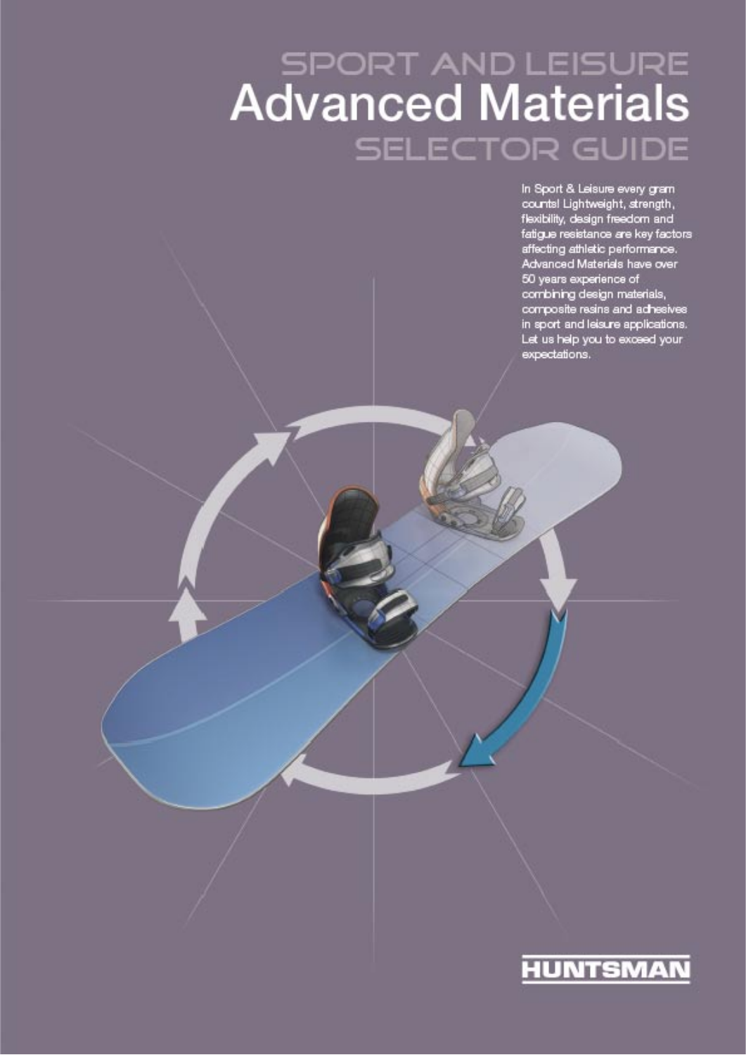# SPORT AND LEISURE
# Advanced Materials
# SELECTOR GUIDE

In Sport & Leisure every gram counts! Lightweight, strength, flexibility, design freedom and fatigue resistance are key factors affecting athletic performance. Advanced Materials have over 50 years experience of combining design materials, composite resins and adhesives in sport and leisure applications. Let us help you to exceed your expectations.

HUNTSMAN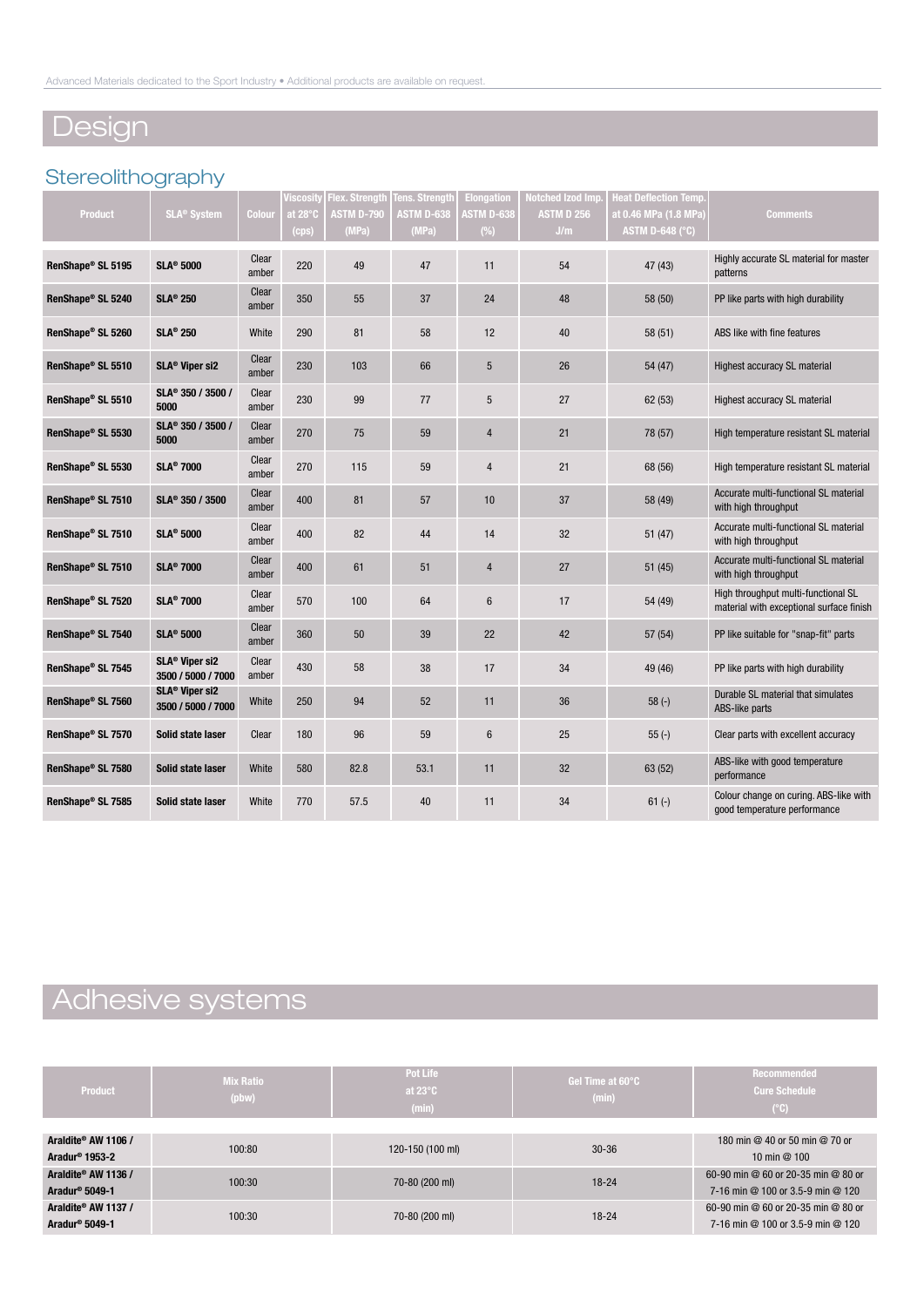# Design

## Stereolithography

| Product | SLA® System | Colour | Viscosity at 28°C (cps) | Flex. Strength ASTM D-790 (MPa) | Tens. Strength ASTM D-638 (MPa) | Elongation ASTM D-638 (%) | Notched Izod Imp. ASTM D 256 J/m | Heat Deflection Temp. at 0.46 MPa (1.8 MPa) ASTM D-648 (°C) | Comments |
|---|---|---|---|---|---|---|---|---|---|
| **RenShape® SL 5195** | **SLA® 5000** | Clear amber | 220 | 49 | 47 | 11 | 54 | 47 (43) | Highly accurate SL material for master patterns |
| **RenShape® SL 5240** | **SLA® 250** | Clear amber | 350 | 55 | 37 | 24 | 48 | 58 (50) | PP like parts with high durability |
| **RenShape® SL 5260** | **SLA® 250** | White | 290 | 81 | 58 | 12 | 40 | 58 (51) | ABS like with fine features |
| **RenShape® SL 5510** | **SLA® Viper si2** | Clear amber | 230 | 103 | 66 | 5 | 26 | 54 (47) | Highest accuracy SL material |
| **RenShape® SL 5510** | **SLA® 350 / 3500 / 5000** | Clear amber | 230 | 99 | 77 | 5 | 27 | 62 (53) | Highest accuracy SL material |
| **RenShape® SL 5530** | **SLA® 350 / 3500 / 5000** | Clear amber | 270 | 75 | 59 | 4 | 21 | 78 (57) | High temperature resistant SL material |
| **RenShape® SL 5530** | **SLA® 7000** | Clear amber | 270 | 115 | 59 | 4 | 21 | 68 (56) | High temperature resistant SL material |
| **RenShape® SL 7510** | **SLA® 350 / 3500** | Clear amber | 400 | 81 | 57 | 10 | 37 | 58 (49) | Accurate multi-functional SL material with high throughput |
| **RenShape® SL 7510** | **SLA® 5000** | Clear amber | 400 | 82 | 44 | 14 | 32 | 51 (47) | Accurate multi-functional SL material with high throughput |
| **RenShape® SL 7510** | **SLA® 7000** | Clear amber | 400 | 61 | 51 | 4 | 27 | 51 (45) | Accurate multi-functional SL material with high throughput |
| **RenShape® SL 7520** | **SLA® 7000** | Clear amber | 570 | 100 | 64 | 6 | 17 | 54 (49) | High throughput multi-functional SL material with exceptional surface finish |
| **RenShape® SL 7540** | **SLA® 5000** | Clear amber | 360 | 50 | 39 | 22 | 42 | 57 (54) | PP like suitable for "snap-fit" parts |
| **RenShape® SL 7545** | **SLA® Viper si2 3500 / 5000 / 7000** | Clear amber | 430 | 58 | 38 | 17 | 34 | 49 (46) | PP like parts with high durability |
| **RenShape® SL 7560** | **SLA® Viper si2 3500 / 5000 / 7000** | White | 250 | 94 | 52 | 11 | 36 | 58 (-) | Durable SL material that simulates ABS-like parts |
| **RenShape® SL 7570** | **Solid state laser** | Clear | 180 | 96 | 59 | 6 | 25 | 55 (-) | Clear parts with excellent accuracy |
| **RenShape® SL 7580** | **Solid state laser** | White | 580 | 82.8 | 53.1 | 11 | 32 | 63 (52) | ABS-like with good temperature performance |
| **RenShape® SL 7585** | **Solid state laser** | White | 770 | 57.5 | 40 | 11 | 34 | 61 (-) | Colour change on curing. ABS-like with good temperature performance |

# Adhesive systems

| Product | Mix Ratio (pbw) | Pot Life at 23°C (min) | Gel Time at 60°C (min) | Recommended Cure Schedule (°C) |
|---|---|---|---|---|
| **Araldite® AW 1106 / Aradur® 1953-2** | 100:80 | 120-150 (100 ml) | 30-36 | 180 min @ 40 or 50 min @ 70 or 10 min @ 100 |
| **Araldite® AW 1136 / Aradur® 5049-1** | 100:30 | 70-80 (200 ml) | 18-24 | 60-90 min @ 60 or 20-35 min @ 80 or 7-16 min @ 100 or 3.5-9 min @ 120 |
| **Araldite® AW 1137 / Aradur® 5049-1** | 100:30 | 70-80 (200 ml) | 18-24 | 60-90 min @ 60 or 20-35 min @ 80 or 7-16 min @ 100 or 3.5-9 min @ 120 |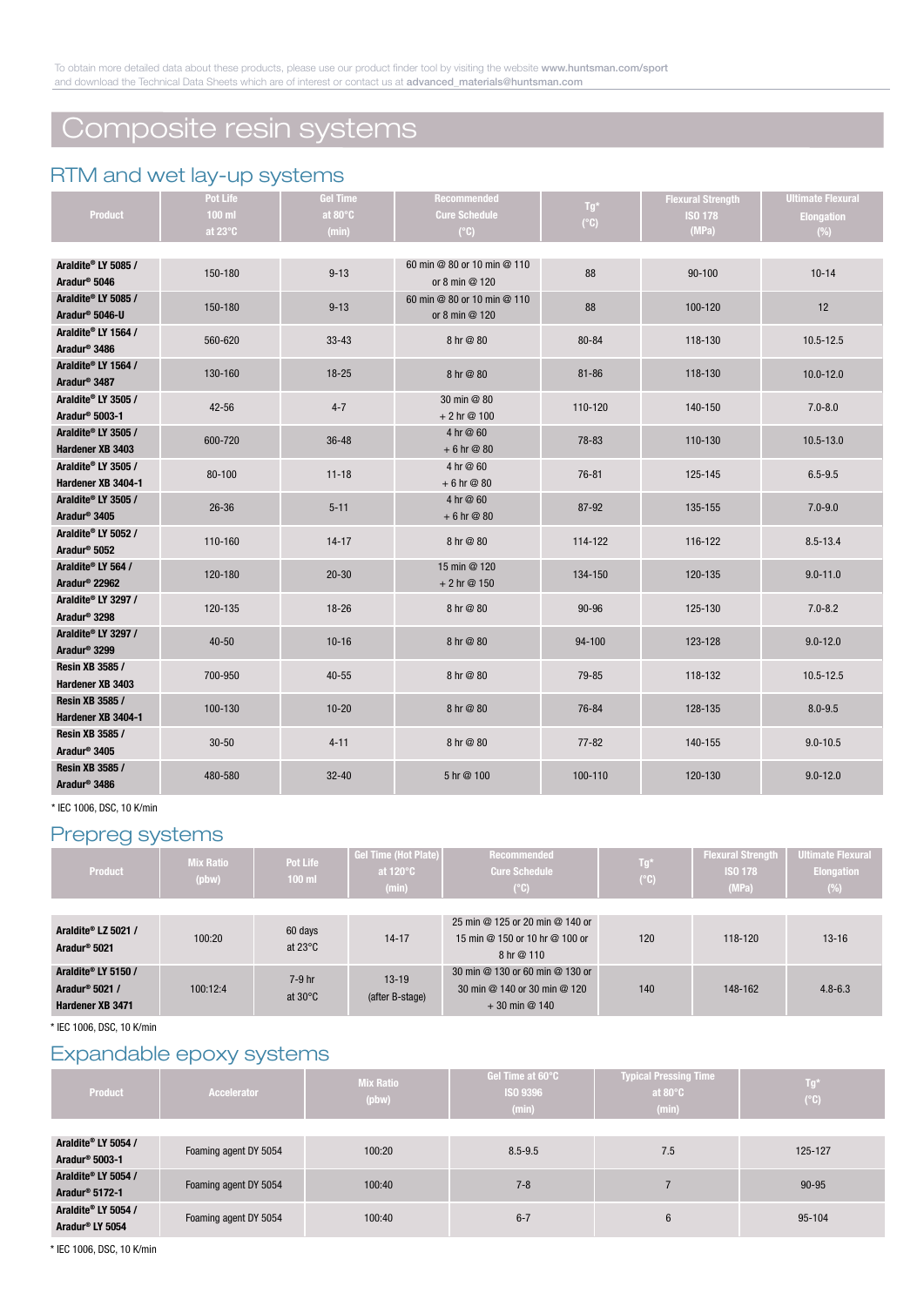To obtain more detailed data about these products, please use our product finder tool by visiting the website **www.huntsman.com/sport** and download the Technical Data Sheets which are of interest or contact us at **advanced_materials@huntsman.com**

# Composite resin systems

## RTM and wet lay-up systems

| Product | Pot Life 100 ml at 23°C | Gel Time at 80°C (min) | Recommended Cure Schedule (°C) | Tg* (°C) | Flexural Strength ISO 178 (MPa) | Ultimate Flexural Elongation (%) |
|---|---|---|---|---|---|---|
| **Araldite® LY 5085 / Aradur® 5046** | 150-180 | 9-13 | 60 min @ 80 or 10 min @ 110 or 8 min @ 120 | 88 | 90-100 | 10-14 |
| **Araldite® LY 5085 / Aradur® 5046-U** | 150-180 | 9-13 | 60 min @ 80 or 10 min @ 110 or 8 min @ 120 | 88 | 100-120 | 12 |
| **Araldite® LY 1564 / Aradur® 3486** | 560-620 | 33-43 | 8 hr @ 80 | 80-84 | 118-130 | 10.5-12.5 |
| **Araldite® LY 1564 / Aradur® 3487** | 130-160 | 18-25 | 8 hr @ 80 | 81-86 | 118-130 | 10.0-12.0 |
| **Araldite® LY 3505 / Aradur® 5003-1** | 42-56 | 4-7 | 30 min @ 80 + 2 hr @ 100 | 110-120 | 140-150 | 7.0-8.0 |
| **Araldite® LY 3505 / Hardener XB 3403** | 600-720 | 36-48 | 4 hr @ 60 + 6 hr @ 80 | 78-83 | 110-130 | 10.5-13.0 |
| **Araldite® LY 3505 / Hardener XB 3404-1** | 80-100 | 11-18 | 4 hr @ 60 + 6 hr @ 80 | 76-81 | 125-145 | 6.5-9.5 |
| **Araldite® LY 3505 / Aradur® 3405** | 26-36 | 5-11 | 4 hr @ 60 + 6 hr @ 80 | 87-92 | 135-155 | 7.0-9.0 |
| **Araldite® LY 5052 / Aradur® 5052** | 110-160 | 14-17 | 8 hr @ 80 | 114-122 | 116-122 | 8.5-13.4 |
| **Araldite® LY 564 / Aradur® 22962** | 120-180 | 20-30 | 15 min @ 120 + 2 hr @ 150 | 134-150 | 120-135 | 9.0-11.0 |
| **Araldite® LY 3297 / Aradur® 3298** | 120-135 | 18-26 | 8 hr @ 80 | 90-96 | 125-130 | 7.0-8.2 |
| **Araldite® LY 3297 / Aradur® 3299** | 40-50 | 10-16 | 8 hr @ 80 | 94-100 | 123-128 | 9.0-12.0 |
| **Resin XB 3585 / Hardener XB 3403** | 700-950 | 40-55 | 8 hr @ 80 | 79-85 | 118-132 | 10.5-12.5 |
| **Resin XB 3585 / Hardener XB 3404-1** | 100-130 | 10-20 | 8 hr @ 80 | 76-84 | 128-135 | 8.0-9.5 |
| **Resin XB 3585 / Aradur® 3405** | 30-50 | 4-11 | 8 hr @ 80 | 77-82 | 140-155 | 9.0-10.5 |
| **Resin XB 3585 / Aradur® 3486** | 480-580 | 32-40 | 5 hr @ 100 | 100-110 | 120-130 | 9.0-12.0 |

\* IEC 1006, DSC, 10 K/min

## Prepreg systems

| Product | Mix Ratio (pbw) | Pot Life 100 ml | Gel Time (Hot Plate) at 120°C (min) | Recommended Cure Schedule (°C) | Tg* (°C) | Flexural Strength ISO 178 (MPa) | Ultimate Flexural Elongation (%) |
|---|---|---|---|---|---|---|---|
| **Araldite® LZ 5021 / Aradur® 5021** | 100:20 | 60 days at 23°C | 14-17 | 25 min @ 125 or 20 min @ 140 or 15 min @ 150 or 10 hr @ 100 or 8 hr @ 110 | 120 | 118-120 | 13-16 |
| **Araldite® LY 5150 / Aradur® 5021 / Hardener XB 3471** | 100:12:4 | 7-9 hr at 30°C | 13-19 (after B-stage) | 30 min @ 130 or 60 min @ 130 or 30 min @ 140 or 30 min @ 120 + 30 min @ 140 | 140 | 148-162 | 4.8-6.3 |

\* IEC 1006, DSC, 10 K/min

## Expandable epoxy systems

| Product | Accelerator | Mix Ratio (pbw) | Gel Time at 60°C ISO 9396 (min) | Typical Pressing Time at 80°C (min) | Tg* (°C) |
|---|---|---|---|---|---|
| **Araldite® LY 5054 / Aradur® 5003-1** | Foaming agent DY 5054 | 100:20 | 8.5-9.5 | 7.5 | 125-127 |
| **Araldite® LY 5054 / Aradur® 5172-1** | Foaming agent DY 5054 | 100:40 | 7-8 | 7 | 90-95 |
| **Araldite® LY 5054 / Aradur® LY 5054** | Foaming agent DY 5054 | 100:40 | 6-7 | 6 | 95-104 |

\* IEC 1006, DSC, 10 K/min